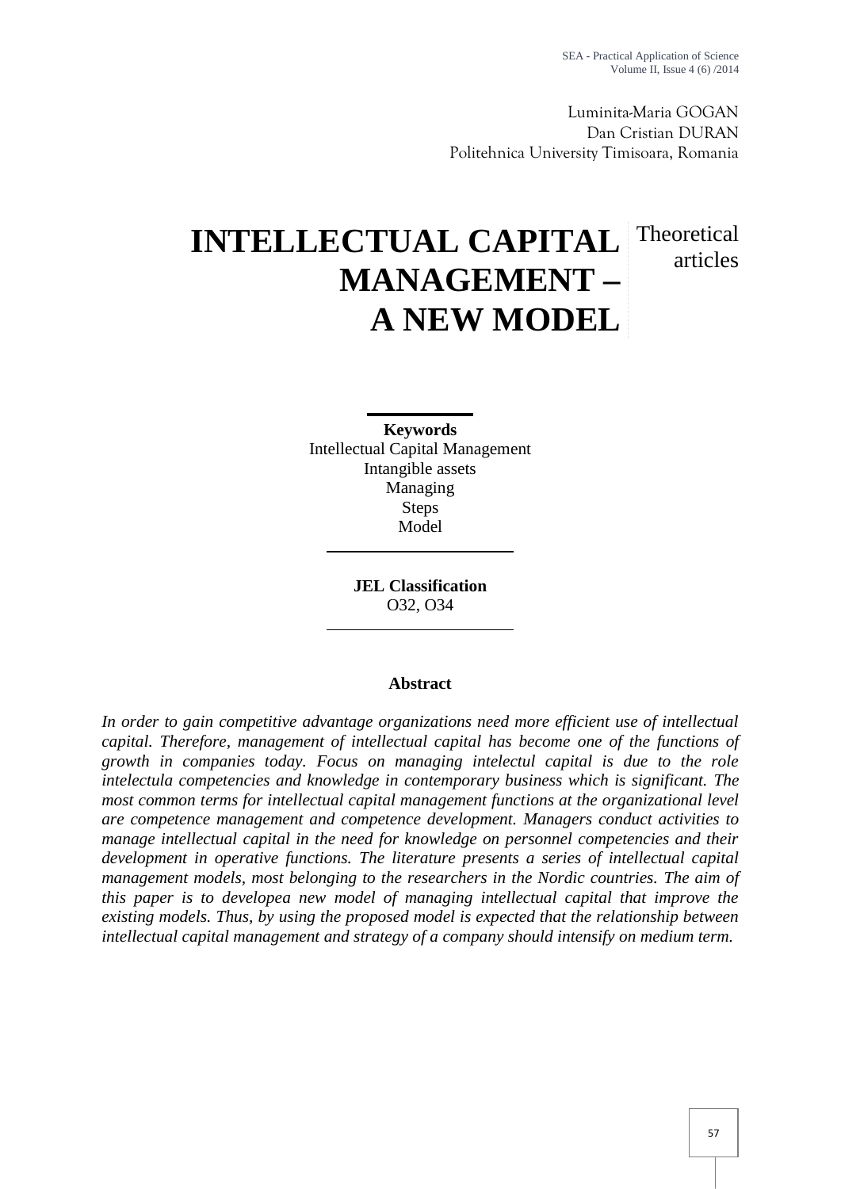Luminita-Maria GOGAN
Dan Cristian DURAN
Politehnica University Timisoara, Romania

# INTELLECTUAL CAPITAL MANAGEMENT – A NEW MODEL

Theoretical articles

**Keywords**
Intellectual Capital Management
Intangible assets
Managing
Steps
Model

**JEL Classification**
O32, O34

## Abstract

*In order to gain competitive advantage organizations need more efficient use of intellectual capital. Therefore, management of intellectual capital has become one of the functions of growth in companies today. Focus on managing intelectul capital is due to the role intelectula competencies and knowledge in contemporary business which is significant. The most common terms for intellectual capital management functions at the organizational level are competence management and competence development. Managers conduct activities to manage intellectual capital in the need for knowledge on personnel competencies and their development in operative functions. The literature presents a series of intellectual capital management models, most belonging to the researchers in the Nordic countries. The aim of this paper is to developea new model of managing intellectual capital that improve the existing models. Thus, by using the proposed model is expected that the relationship between intellectual capital management and strategy of a company should intensify on medium term.*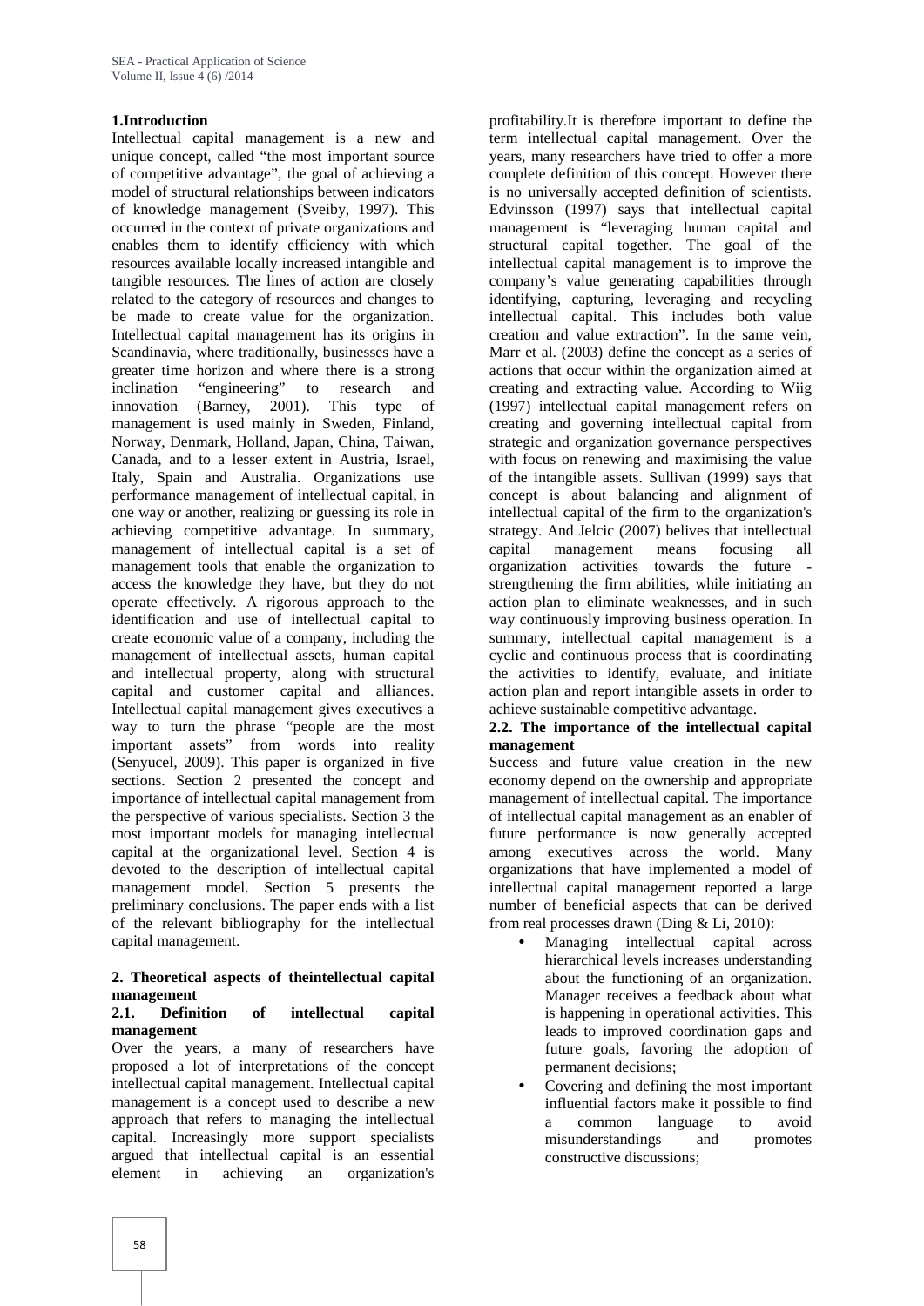### 1.Introduction

Intellectual capital management is a new and unique concept, called "the most important source of competitive advantage", the goal of achieving a model of structural relationships between indicators of knowledge management (Sveiby, 1997). This occurred in the context of private organizations and enables them to identify efficiency with which resources available locally increased intangible and tangible resources. The lines of action are closely related to the category of resources and changes to be made to create value for the organization. Intellectual capital management has its origins in Scandinavia, where traditionally, businesses have a greater time horizon and where there is a strong inclination "engineering" to research and innovation (Barney, 2001). This type of management is used mainly in Sweden, Finland, Norway, Denmark, Holland, Japan, China, Taiwan, Canada, and to a lesser extent in Austria, Israel, Italy, Spain and Australia. Organizations use performance management of intellectual capital, in one way or another, realizing or guessing its role in achieving competitive advantage. In summary, management of intellectual capital is a set of management tools that enable the organization to access the knowledge they have, but they do not operate effectively. A rigorous approach to the identification and use of intellectual capital to create economic value of a company, including the management of intellectual assets, human capital and intellectual property, along with structural capital and customer capital and alliances. Intellectual capital management gives executives a way to turn the phrase "people are the most important assets" from words into reality (Senyucel, 2009). This paper is organized in five sections. Section 2 presented the concept and importance of intellectual capital management from the perspective of various specialists. Section 3 the most important models for managing intellectual capital at the organizational level. Section 4 is devoted to the description of intellectual capital management model. Section 5 presents the preliminary conclusions. The paper ends with a list of the relevant bibliography for the intellectual capital management.

### 2. Theoretical aspects of theintellectual capital management

#### 2.1. Definition of intellectual capital management

Over the years, a many of researchers have proposed a lot of interpretations of the concept intellectual capital management. Intellectual capital management is a concept used to describe a new approach that refers to managing the intellectual capital. Increasingly more support specialists argued that intellectual capital is an essential element in achieving an organization's profitability.It is therefore important to define the term intellectual capital management. Over the years, many researchers have tried to offer a more complete definition of this concept. However there is no universally accepted definition of scientists. Edvinsson (1997) says that intellectual capital management is "leveraging human capital and structural capital together. The goal of the intellectual capital management is to improve the company's value generating capabilities through identifying, capturing, leveraging and recycling intellectual capital. This includes both value creation and value extraction". In the same vein, Marr et al. (2003) define the concept as a series of actions that occur within the organization aimed at creating and extracting value. According to Wiig (1997) intellectual capital management refers on creating and governing intellectual capital from strategic and organization governance perspectives with focus on renewing and maximising the value of the intangible assets. Sullivan (1999) says that concept is about balancing and alignment of intellectual capital of the firm to the organization's strategy. And Jelcic (2007) belives that intellectual capital management means focusing all organization activities towards the future - strengthening the firm abilities, while initiating an action plan to eliminate weaknesses, and in such way continuously improving business operation. In summary, intellectual capital management is a cyclic and continuous process that is coordinating the activities to identify, evaluate, and initiate action plan and report intangible assets in order to achieve sustainable competitive advantage.

#### 2.2. The importance of the intellectual capital management

Success and future value creation in the new economy depend on the ownership and appropriate management of intellectual capital. The importance of intellectual capital management as an enabler of future performance is now generally accepted among executives across the world. Many organizations that have implemented a model of intellectual capital management reported a large number of beneficial aspects that can be derived from real processes drawn (Ding & Li, 2010):

- Managing intellectual capital across hierarchical levels increases understanding about the functioning of an organization. Manager receives a feedback about what is happening in operational activities. This leads to improved coordination gaps and future goals, favoring the adoption of permanent decisions;
- Covering and defining the most important influential factors make it possible to find a common language to avoid misunderstandings and promotes constructive discussions;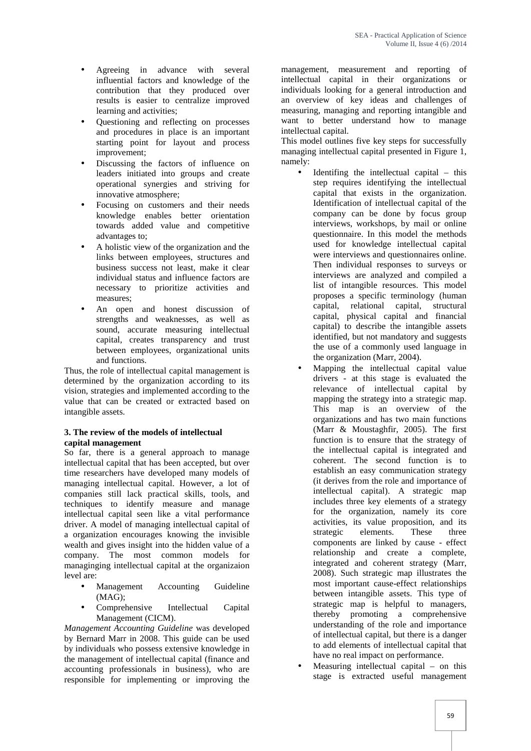- Agreeing in advance with several influential factors and knowledge of the contribution that they produced over results is easier to centralize improved learning and activities;
- Questioning and reflecting on processes and procedures in place is an important starting point for layout and process improvement;
- Discussing the factors of influence on leaders initiated into groups and create operational synergies and striving for innovative atmosphere;
- Focusing on customers and their needs knowledge enables better orientation towards added value and competitive advantages to;
- A holistic view of the organization and the links between employees, structures and business success not least, make it clear individual status and influence factors are necessary to prioritize activities and measures;
- An open and honest discussion of strengths and weaknesses, as well as sound, accurate measuring intellectual capital, creates transparency and trust between employees, organizational units and functions.

Thus, the role of intellectual capital management is determined by the organization according to its vision, strategies and implemented according to the value that can be created or extracted based on intangible assets.

### 3. The review of the models of intellectual capital management

So far, there is a general approach to manage intellectual capital that has been accepted, but over time researchers have developed many models of managing intellectual capital. However, a lot of companies still lack practical skills, tools, and techniques to identify measure and manage intellectual capital seen like a vital performance driver. A model of managing intellectual capital of a organization encourages knowing the invisible wealth and gives insight into the hidden value of a company. The most common models for managinging intellectual capital at the organizaion level are:

- Management Accounting Guideline (MAG);
- Comprehensive Intellectual Capital Management (CICM).

*Management Accounting Guideline* was developed by Bernard Marr in 2008. This guide can be used by individuals who possess extensive knowledge in the management of intellectual capital (finance and accounting professionals in business), who are responsible for implementing or improving the management, measurement and reporting of intellectual capital in their organizations or individuals looking for a general introduction and an overview of key ideas and challenges of measuring, managing and reporting intangible and want to better understand how to manage intellectual capital.

This model outlines five key steps for successfully managing intellectual capital presented in Figure 1, namely:

- Identifing the intellectual capital – this step requires identifying the intellectual capital that exists in the organization. Identification of intellectual capital of the company can be done by focus group interviews, workshops, by mail or online questionnaire. In this model the methods used for knowledge intellectual capital were interviews and questionnaires online. Then individual responses to surveys or interviews are analyzed and compiled a list of intangible resources. This model proposes a specific terminology (human capital, relational capital, structural capital, physical capital and financial capital) to describe the intangible assets identified, but not mandatory and suggests the use of a commonly used language in the organization (Marr, 2004).
- Mapping the intellectual capital value drivers - at this stage is evaluated the relevance of intellectual capital by mapping the strategy into a strategic map. This map is an overview of the organizations and has two main functions (Marr & Moustaghfir, 2005). The first function is to ensure that the strategy of the intellectual capital is integrated and coherent. The second function is to establish an easy communication strategy (it derives from the role and importance of intellectual capital). A strategic map includes three key elements of a strategy for the organization, namely its core activities, its value proposition, and its strategic elements. These three components are linked by cause - effect relationship and create a complete, integrated and coherent strategy (Marr, 2008). Such strategic map illustrates the most important cause-effect relationships between intangible assets. This type of strategic map is helpful to managers, thereby promoting a comprehensive understanding of the role and importance of intellectual capital, but there is a danger to add elements of intellectual capital that have no real impact on performance.
- Measuring intellectual capital – on this stage is extracted useful management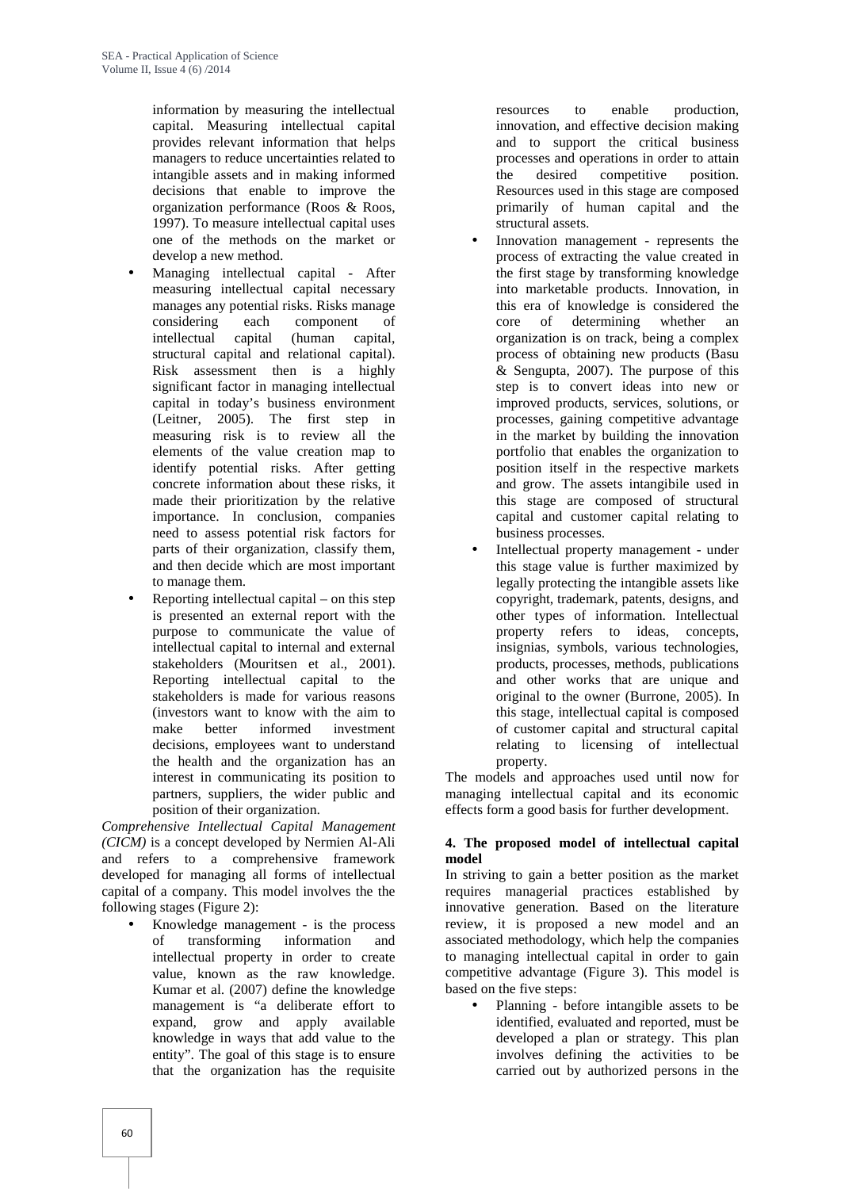information by measuring the intellectual capital. Measuring intellectual capital provides relevant information that helps managers to reduce uncertainties related to intangible assets and in making informed decisions that enable to improve the organization performance (Roos & Roos, 1997). To measure intellectual capital uses one of the methods on the market or develop a new method.

- Managing intellectual capital - After measuring intellectual capital necessary manages any potential risks. Risks manage considering each component of intellectual capital (human capital, structural capital and relational capital). Risk assessment then is a highly significant factor in managing intellectual capital in today's business environment (Leitner, 2005). The first step in measuring risk is to review all the elements of the value creation map to identify potential risks. After getting concrete information about these risks, it made their prioritization by the relative importance. In conclusion, companies need to assess potential risk factors for parts of their organization, classify them, and then decide which are most important to manage them.
- Reporting intellectual capital – on this step is presented an external report with the purpose to communicate the value of intellectual capital to internal and external stakeholders (Mouritsen et al., 2001). Reporting intellectual capital to the stakeholders is made for various reasons (investors want to know with the aim to make better informed investment decisions, employees want to understand the health and the organization has an interest in communicating its position to partners, suppliers, the wider public and position of their organization.

*Comprehensive Intellectual Capital Management (CICM)* is a concept developed by Nermien Al-Ali and refers to a comprehensive framework developed for managing all forms of intellectual capital of a company. This model involves the the following stages (Figure 2):

- Knowledge management - is the process of transforming information and intellectual property in order to create value, known as the raw knowledge. Kumar et al. (2007) define the knowledge management is "a deliberate effort to expand, grow and apply available knowledge in ways that add value to the entity". The goal of this stage is to ensure that the organization has the requisite resources to enable production, innovation, and effective decision making and to support the critical business processes and operations in order to attain the desired competitive position. Resources used in this stage are composed primarily of human capital and the structural assets.
- Innovation management - represents the process of extracting the value created in the first stage by transforming knowledge into marketable products. Innovation, in this era of knowledge is considered the core of determining whether an organization is on track, being a complex process of obtaining new products (Basu & Sengupta, 2007). The purpose of this step is to convert ideas into new or improved products, services, solutions, or processes, gaining competitive advantage in the market by building the innovation portfolio that enables the organization to position itself in the respective markets and grow. The assets intangibile used in this stage are composed of structural capital and customer capital relating to business processes.
- Intellectual property management - under this stage value is further maximized by legally protecting the intangible assets like copyright, trademark, patents, designs, and other types of information. Intellectual property refers to ideas, concepts, insignias, symbols, various technologies, products, processes, methods, publications and other works that are unique and original to the owner (Burrone, 2005). In this stage, intellectual capital is composed of customer capital and structural capital relating to licensing of intellectual property.

The models and approaches used until now for managing intellectual capital and its economic effects form a good basis for further development.

## 4. The proposed model of intellectual capital model

In striving to gain a better position as the market requires managerial practices established by innovative generation. Based on the literature review, it is proposed a new model and an associated methodology, which help the companies to managing intellectual capital in order to gain competitive advantage (Figure 3). This model is based on the five steps:

- Planning - before intangible assets to be identified, evaluated and reported, must be developed a plan or strategy. This plan involves defining the activities to be carried out by authorized persons in the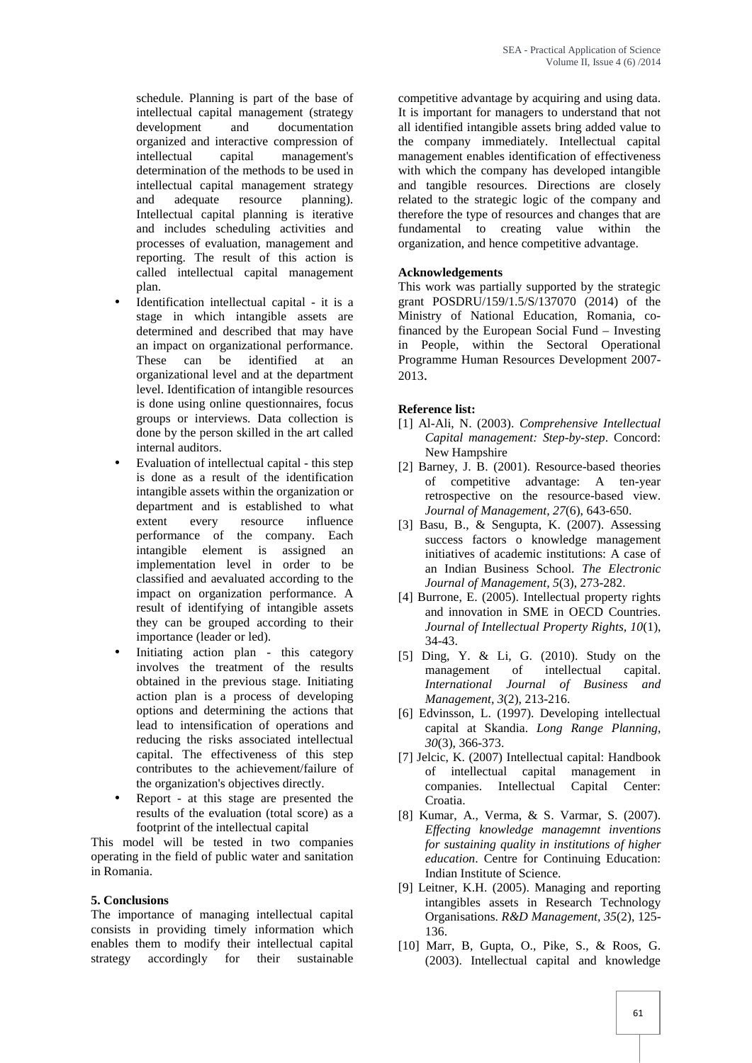schedule. Planning is part of the base of intellectual capital management (strategy development and documentation organized and interactive compression of intellectual capital management's determination of the methods to be used in intellectual capital management strategy and adequate resource planning). Intellectual capital planning is iterative and includes scheduling activities and processes of evaluation, management and reporting. The result of this action is called intellectual capital management plan.

- Identification intellectual capital - it is a stage in which intangible assets are determined and described that may have an impact on organizational performance. These can be identified at an organizational level and at the department level. Identification of intangible resources is done using online questionnaires, focus groups or interviews. Data collection is done by the person skilled in the art called internal auditors.
- Evaluation of intellectual capital - this step is done as a result of the identification intangible assets within the organization or department and is established to what extent every resource influence performance of the company. Each intangible element is assigned an implementation level in order to be classified and aevaluated according to the impact on organization performance. A result of identifying of intangible assets they can be grouped according to their importance (leader or led).
- Initiating action plan - this category involves the treatment of the results obtained in the previous stage. Initiating action plan is a process of developing options and determining the actions that lead to intensification of operations and reducing the risks associated intellectual capital. The effectiveness of this step contributes to the achievement/failure of the organization's objectives directly.
- Report - at this stage are presented the results of the evaluation (total score) as a footprint of the intellectual capital

This model will be tested in two companies operating in the field of public water and sanitation in Romania.

## 5. Conclusions

The importance of managing intellectual capital consists in providing timely information which enables them to modify their intellectual capital strategy accordingly for their sustainable competitive advantage by acquiring and using data. It is important for managers to understand that not all identified intangible assets bring added value to the company immediately. Intellectual capital management enables identification of effectiveness with which the company has developed intangible and tangible resources. Directions are closely related to the strategic logic of the company and therefore the type of resources and changes that are fundamental to creating value within the organization, and hence competitive advantage.

## Acknowledgements

This work was partially supported by the strategic grant POSDRU/159/1.5/S/137070 (2014) of the Ministry of National Education, Romania, co-financed by the European Social Fund – Investing in People, within the Sectoral Operational Programme Human Resources Development 2007-2013.

## Reference list:

[1] Al-Ali, N. (2003). *Comprehensive Intellectual Capital management: Step-by-step*. Concord: New Hampshire

[2] Barney, J. B. (2001). Resource-based theories of competitive advantage: A ten-year retrospective on the resource-based view. *Journal of Management, 27*(6), 643-650.

[3] Basu, B., & Sengupta, K. (2007). Assessing success factors o knowledge management initiatives of academic institutions: A case of an Indian Business School. *The Electronic Journal of Management, 5*(3), 273-282.

[4] Burrone, E. (2005). Intellectual property rights and innovation in SME in OECD Countries. *Journal of Intellectual Property Rights, 10*(1), 34-43.

[5] Ding, Y. & Li, G. (2010). Study on the management of intellectual capital. *International Journal of Business and Management, 3*(2), 213-216.

[6] Edvinsson, L. (1997). Developing intellectual capital at Skandia. *Long Range Planning, 30*(3), 366-373.

[7] Jelcic, K. (2007) Intellectual capital: Handbook of intellectual capital management in companies. Intellectual Capital Center: Croatia.

[8] Kumar, A., Verma, & S. Varmar, S. (2007). *Effecting knowledge managemnt inventions for sustaining quality in institutions of higher education*. Centre for Continuing Education: Indian Institute of Science.

[9] Leitner, K.H. (2005). Managing and reporting intangibles assets in Research Technology Organisations. *R&D Management, 35*(2), 125-136.

[10] Marr, B, Gupta, O., Pike, S., & Roos, G. (2003). Intellectual capital and knowledge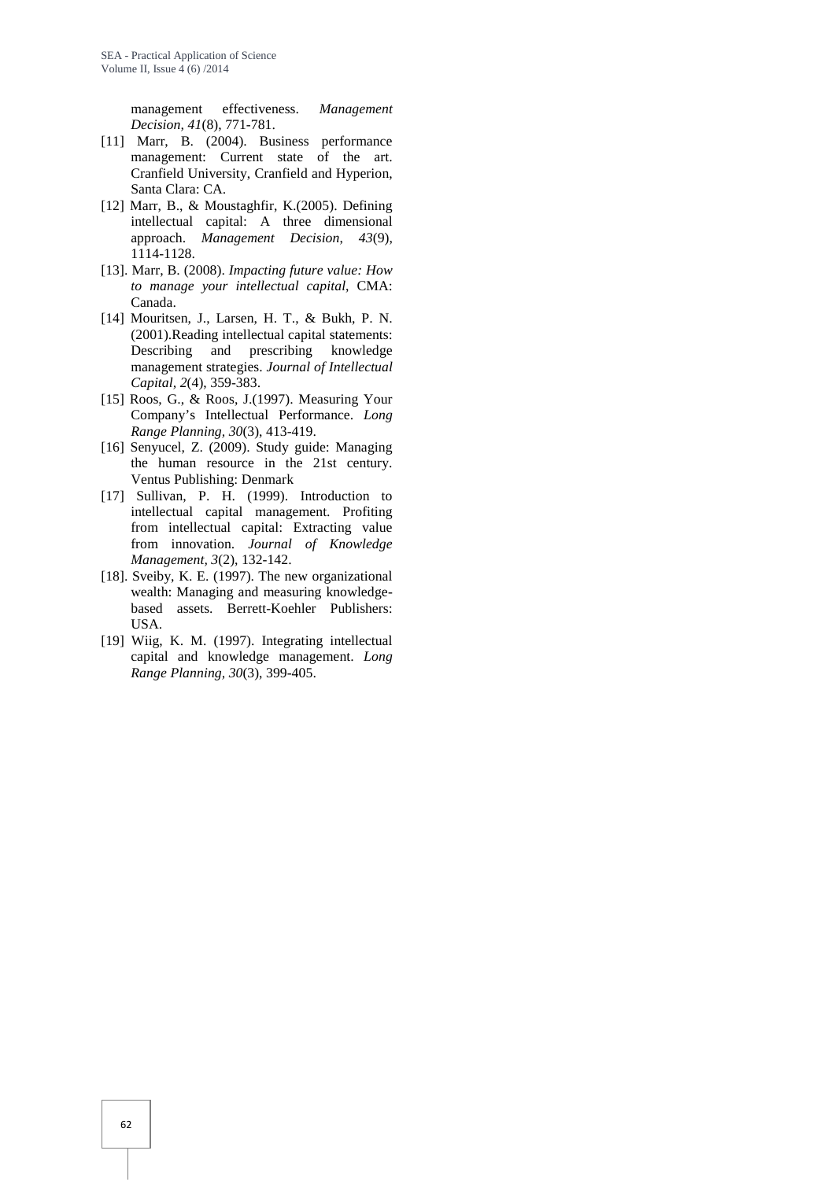management effectiveness. *Management Decision, 41*(8), 771-781.

[11] Marr, B. (2004). Business performance management: Current state of the art. Cranfield University, Cranfield and Hyperion, Santa Clara: CA.

[12] Marr, B., & Moustaghfir, K.(2005). Defining intellectual capital: A three dimensional approach. *Management Decision, 43*(9), 1114-1128.

[13]. Marr, B. (2008). *Impacting future value: How to manage your intellectual capital*, CMA: Canada.

[14] Mouritsen, J., Larsen, H. T., & Bukh, P. N. (2001).Reading intellectual capital statements: Describing and prescribing knowledge management strategies. *Journal of Intellectual Capital, 2*(4), 359-383.

[15] Roos, G., & Roos, J.(1997). Measuring Your Company's Intellectual Performance. *Long Range Planning, 30*(3), 413-419.

[16] Senyucel, Z. (2009). Study guide: Managing the human resource in the 21st century. Ventus Publishing: Denmark

[17] Sullivan, P. H. (1999). Introduction to intellectual capital management. Profiting from intellectual capital: Extracting value from innovation. *Journal of Knowledge Management, 3*(2), 132-142.

[18]. Sveiby, K. E. (1997). The new organizational wealth: Managing and measuring knowledge-based assets. Berrett-Koehler Publishers: USA.

[19] Wiig, K. M. (1997). Integrating intellectual capital and knowledge management. *Long Range Planning, 30*(3), 399-405.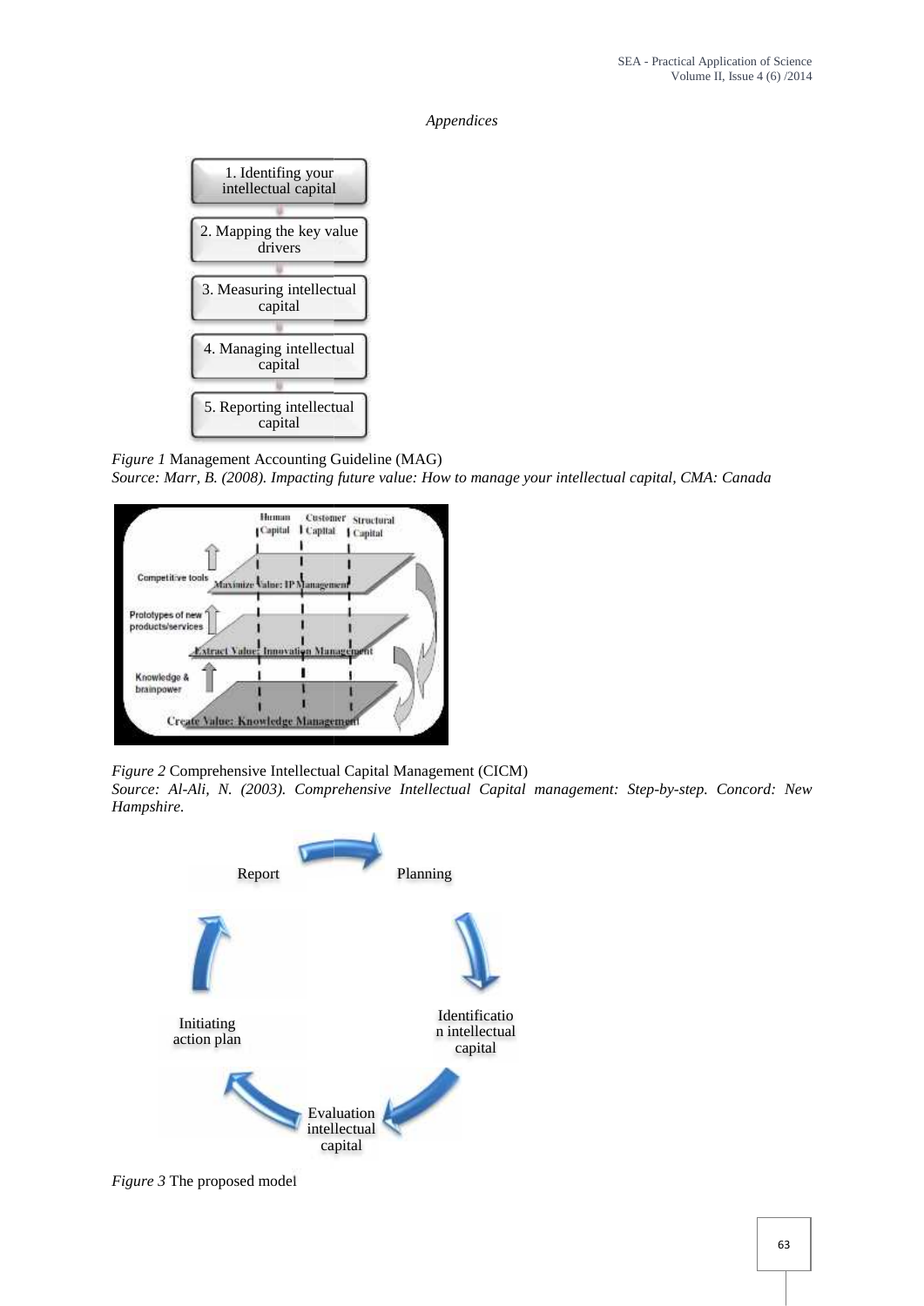*Appendices*

1. Identifying your intellectual capital
2. Mapping the key value drivers
3. Measuring intellectual capital
4. Managing intellectual capital
5. Reporting intellectual capital

*Figure 1* Management Accounting Guideline (MAG)
*Source: Marr, B. (2008). Impacting future value: How to manage your intellectual capital, CMA: Canada*

*Figure 2* Comprehensive Intellectual Capital Management (CICM)
*Source: Al-Ali, N. (2003). Comprehensive Intellectual Capital management: Step-by-step. Concord: New Hampshire.*

Report → Planning → Identification intellectual capital → Evaluation intellectual capital → Initiating action plan → Report

*Figure 3* The proposed model